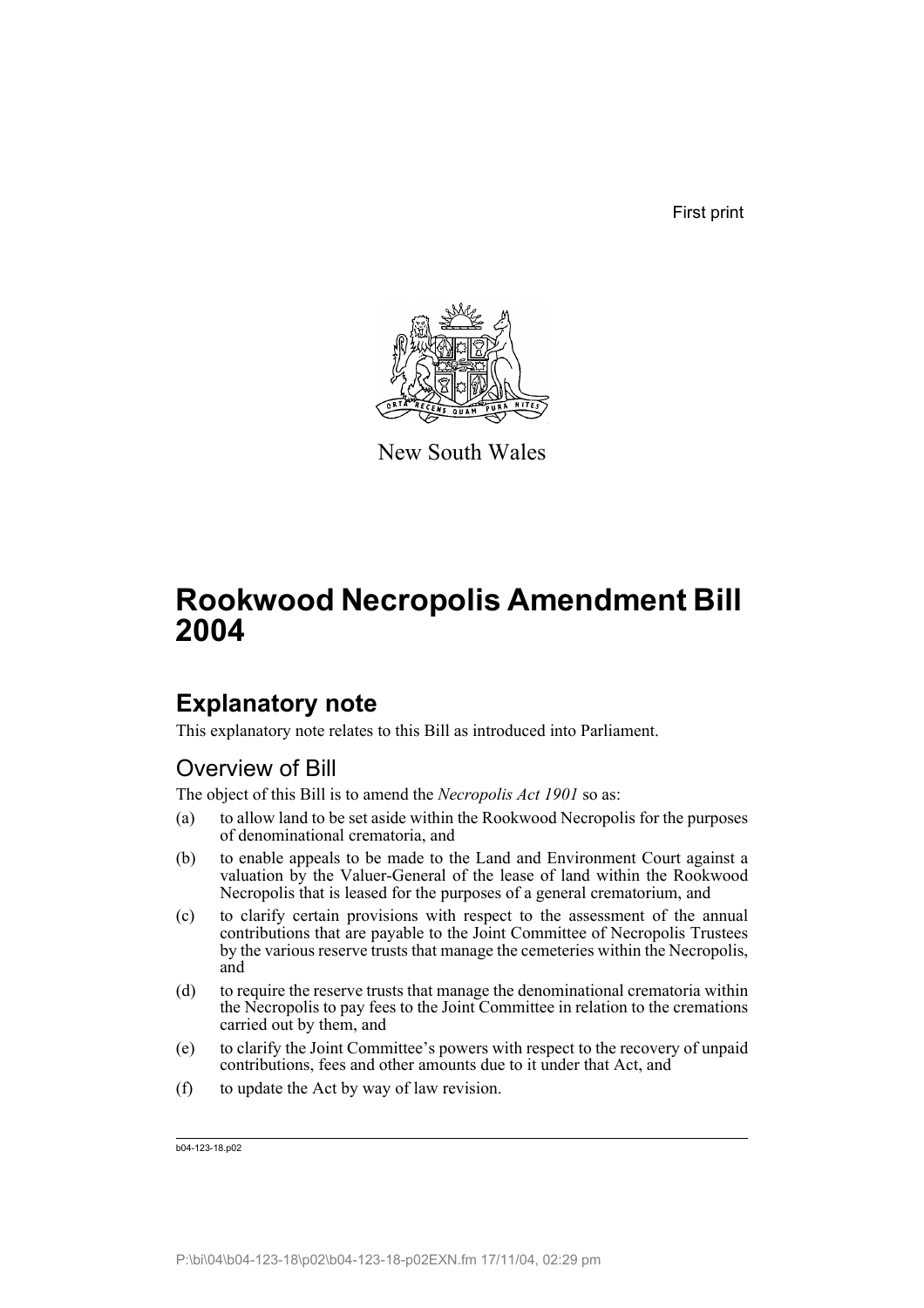First print

New South Wales

# Rookwood Necropolis Amendment Bill 2004

## Explanatory note

This explanatory note relates to this Bill as introduced into Parliament.

### Overview of Bill

The object of this Bill is to amend the *Necropolis Act 1901* so as:

(a) to allow land to be set aside within the Rookwood Necropolis for the purposes of denominational crematoria, and

(b) to enable appeals to be made to the Land and Environment Court against a valuation by the Valuer-General of the lease of land within the Rookwood Necropolis that is leased for the purposes of a general crematorium, and

(c) to clarify certain provisions with respect to the assessment of the annual contributions that are payable to the Joint Committee of Necropolis Trustees by the various reserve trusts that manage the cemeteries within the Necropolis, and

(d) to require the reserve trusts that manage the denominational crematoria within the Necropolis to pay fees to the Joint Committee in relation to the cremations carried out by them, and

(e) to clarify the Joint Committee's powers with respect to the recovery of unpaid contributions, fees and other amounts due to it under that Act, and

(f) to update the Act by way of law revision.

b04-123-18.p02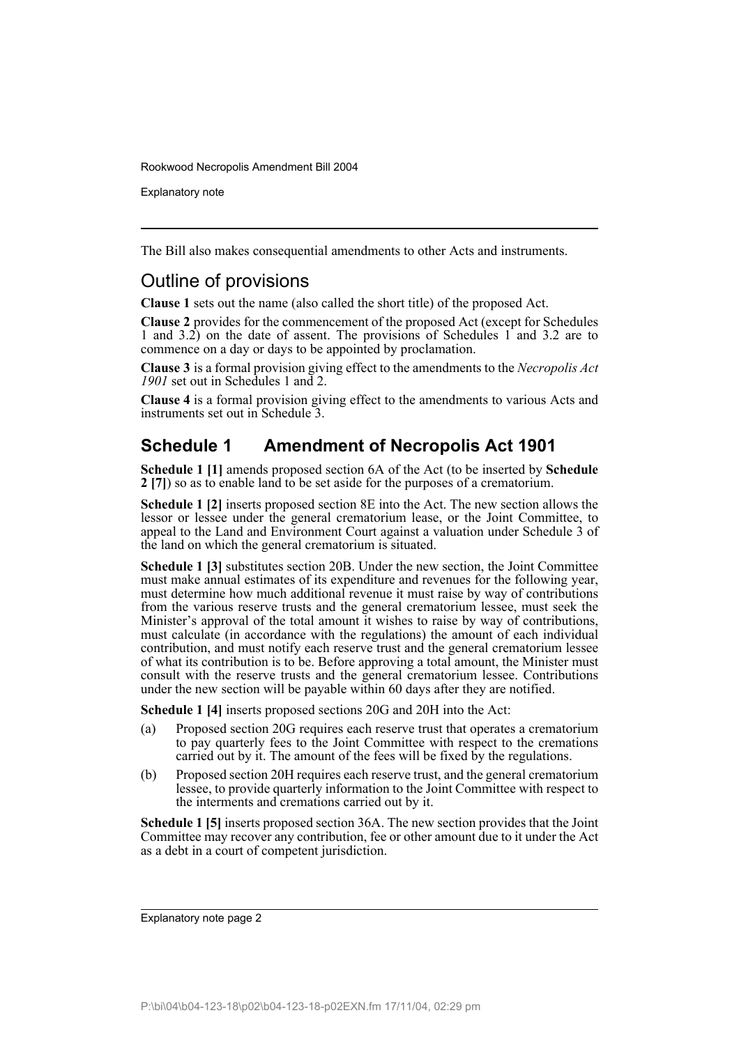The Bill also makes consequential amendments to other Acts and instruments.

## Outline of provisions

**Clause 1** sets out the name (also called the short title) of the proposed Act.

**Clause 2** provides for the commencement of the proposed Act (except for Schedules 1 and 3.2) on the date of assent. The provisions of Schedules 1 and 3.2 are to commence on a day or days to be appointed by proclamation.

**Clause 3** is a formal provision giving effect to the amendments to the *Necropolis Act 1901* set out in Schedules 1 and 2.

**Clause 4** is a formal provision giving effect to the amendments to various Acts and instruments set out in Schedule 3.

## Schedule 1 Amendment of Necropolis Act 1901

**Schedule 1 [1]** amends proposed section 6A of the Act (to be inserted by **Schedule 2 [7]**) so as to enable land to be set aside for the purposes of a crematorium.

**Schedule 1 [2]** inserts proposed section 8E into the Act. The new section allows the lessor or lessee under the general crematorium lease, or the Joint Committee, to appeal to the Land and Environment Court against a valuation under Schedule 3 of the land on which the general crematorium is situated.

**Schedule 1 [3]** substitutes section 20B. Under the new section, the Joint Committee must make annual estimates of its expenditure and revenues for the following year, must determine how much additional revenue it must raise by way of contributions from the various reserve trusts and the general crematorium lessee, must seek the Minister's approval of the total amount it wishes to raise by way of contributions, must calculate (in accordance with the regulations) the amount of each individual contribution, and must notify each reserve trust and the general crematorium lessee of what its contribution is to be. Before approving a total amount, the Minister must consult with the reserve trusts and the general crematorium lessee. Contributions under the new section will be payable within 60 days after they are notified.

**Schedule 1 [4]** inserts proposed sections 20G and 20H into the Act:

(a) Proposed section 20G requires each reserve trust that operates a crematorium to pay quarterly fees to the Joint Committee with respect to the cremations carried out by it. The amount of the fees will be fixed by the regulations.

(b) Proposed section 20H requires each reserve trust, and the general crematorium lessee, to provide quarterly information to the Joint Committee with respect to the interments and cremations carried out by it.

**Schedule 1 [5]** inserts proposed section 36A. The new section provides that the Joint Committee may recover any contribution, fee or other amount due to it under the Act as a debt in a court of competent jurisdiction.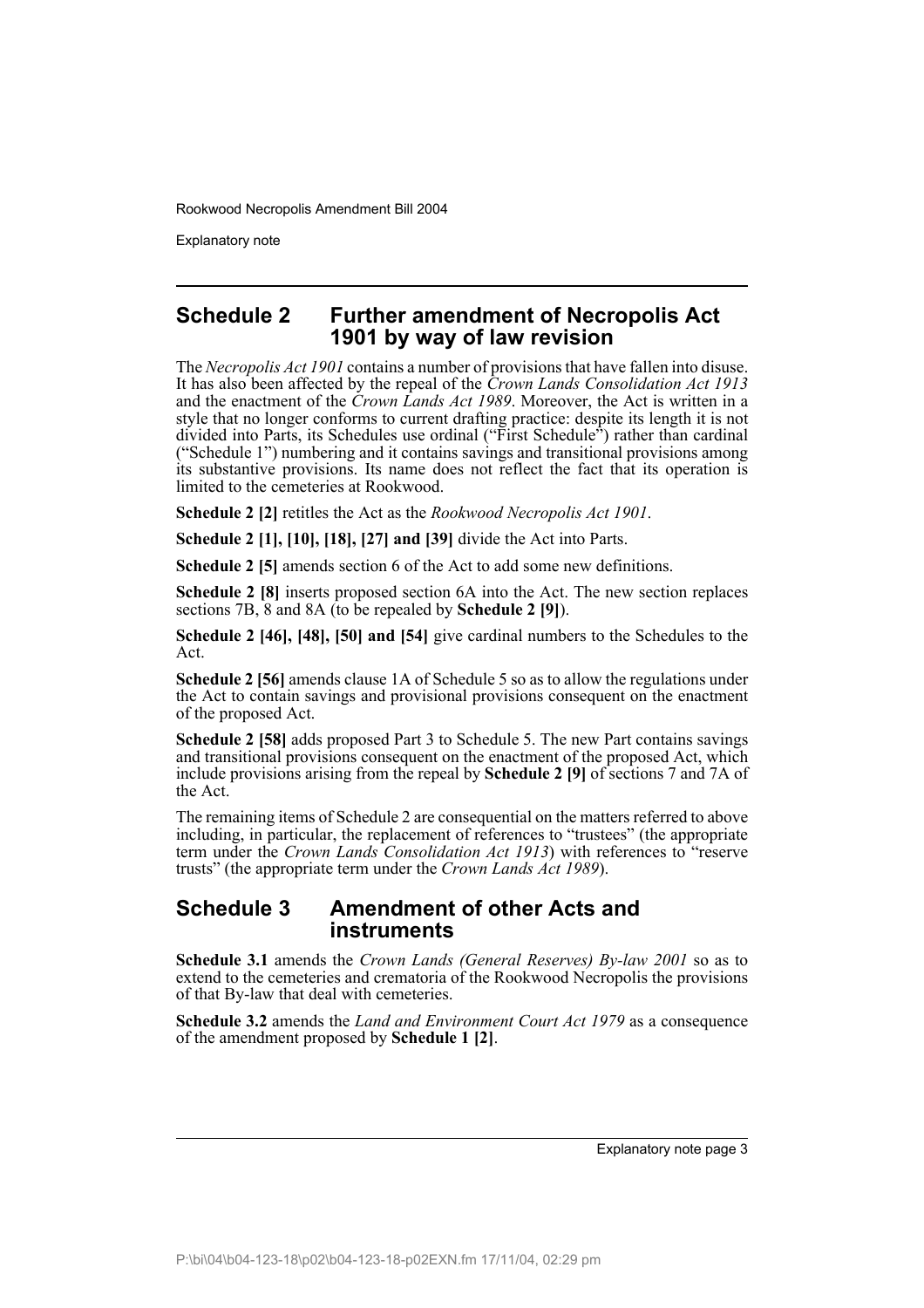## Schedule 2 Further amendment of Necropolis Act 1901 by way of law revision

The *Necropolis Act 1901* contains a number of provisions that have fallen into disuse. It has also been affected by the repeal of the *Crown Lands Consolidation Act 1913* and the enactment of the *Crown Lands Act 1989*. Moreover, the Act is written in a style that no longer conforms to current drafting practice: despite its length it is not divided into Parts, its Schedules use ordinal ("First Schedule") rather than cardinal ("Schedule 1") numbering and it contains savings and transitional provisions among its substantive provisions. Its name does not reflect the fact that its operation is limited to the cemeteries at Rookwood.

**Schedule 2 [2]** retitles the Act as the *Rookwood Necropolis Act 1901*.

**Schedule 2 [1], [10], [18], [27] and [39]** divide the Act into Parts.

**Schedule 2 [5]** amends section 6 of the Act to add some new definitions.

**Schedule 2 [8]** inserts proposed section 6A into the Act. The new section replaces sections 7B, 8 and 8A (to be repealed by **Schedule 2 [9]**).

**Schedule 2 [46], [48], [50] and [54]** give cardinal numbers to the Schedules to the Act.

**Schedule 2 [56]** amends clause 1A of Schedule 5 so as to allow the regulations under the Act to contain savings and provisional provisions consequent on the enactment of the proposed Act.

**Schedule 2 [58]** adds proposed Part 3 to Schedule 5. The new Part contains savings and transitional provisions consequent on the enactment of the proposed Act, which include provisions arising from the repeal by **Schedule 2 [9]** of sections 7 and 7A of the Act.

The remaining items of Schedule 2 are consequential on the matters referred to above including, in particular, the replacement of references to "trustees" (the appropriate term under the *Crown Lands Consolidation Act 1913*) with references to "reserve trusts" (the appropriate term under the *Crown Lands Act 1989*).

## Schedule 3 Amendment of other Acts and instruments

**Schedule 3.1** amends the *Crown Lands (General Reserves) By-law 2001* so as to extend to the cemeteries and crematoria of the Rookwood Necropolis the provisions of that By-law that deal with cemeteries.

**Schedule 3.2** amends the *Land and Environment Court Act 1979* as a consequence of the amendment proposed by **Schedule 1 [2]**.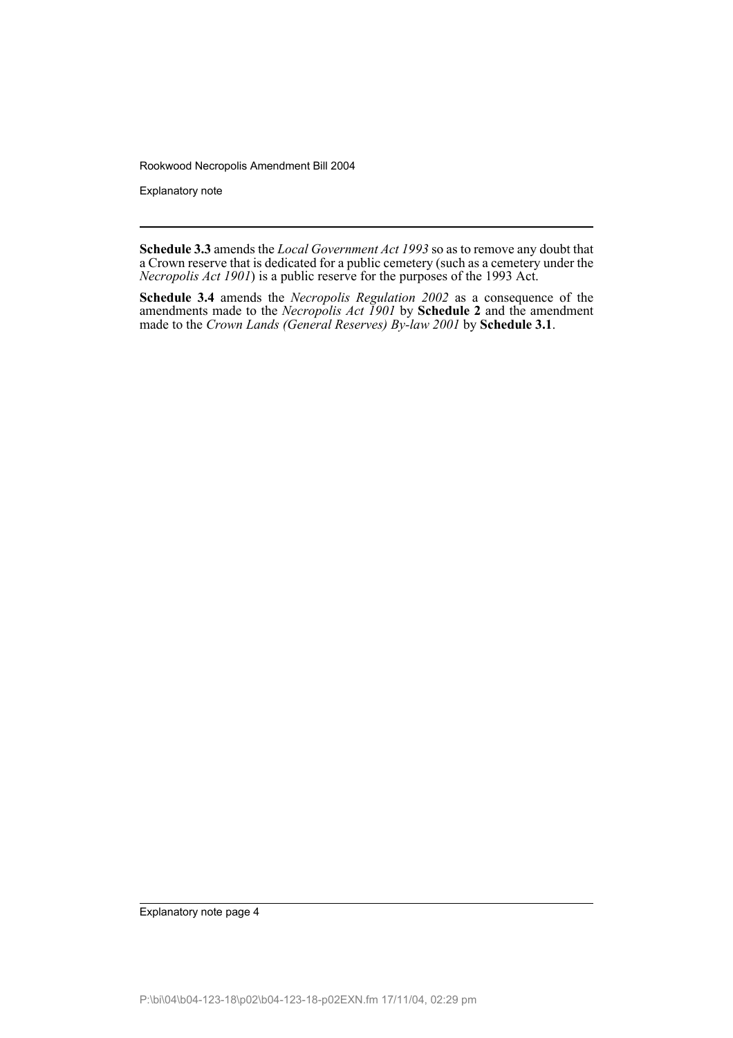**Schedule 3.3** amends the *Local Government Act 1993* so as to remove any doubt that a Crown reserve that is dedicated for a public cemetery (such as a cemetery under the *Necropolis Act 1901*) is a public reserve for the purposes of the 1993 Act.

**Schedule 3.4** amends the *Necropolis Regulation 2002* as a consequence of the amendments made to the *Necropolis Act 1901* by **Schedule 2** and the amendment made to the *Crown Lands (General Reserves) By-law 2001* by **Schedule 3.1**.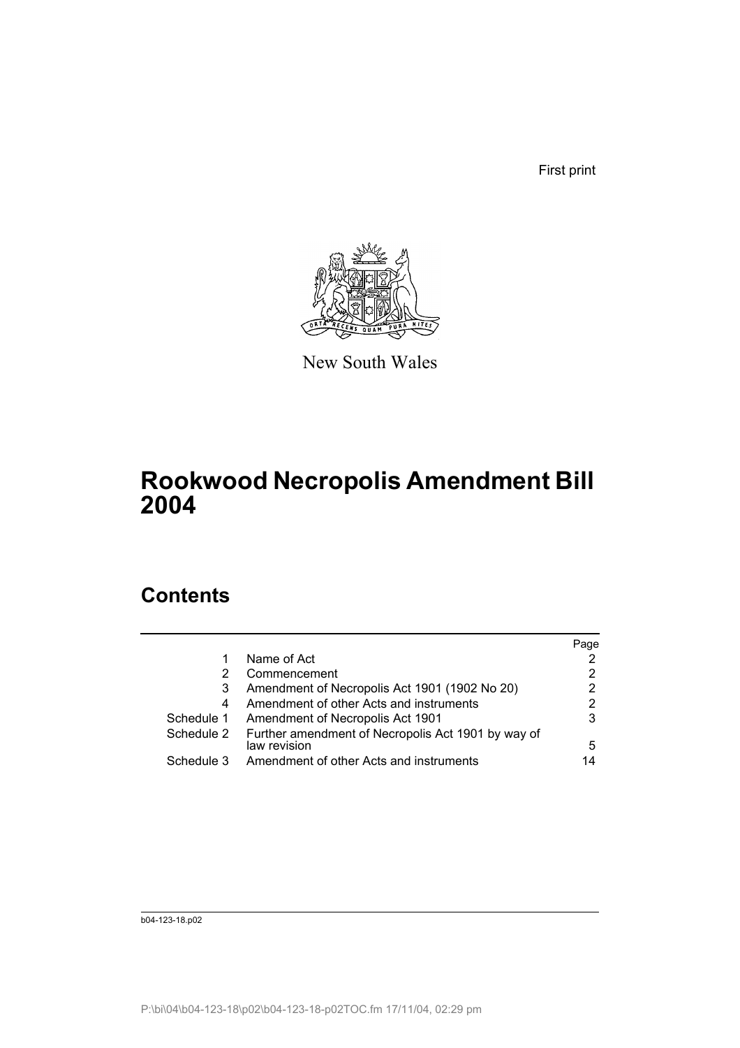First print

New South Wales

# Rookwood Necropolis Amendment Bill 2004

## Contents

| | | Page |
|---|---|---|
| 1 | Name of Act | 2 |
| 2 | Commencement | 2 |
| 3 | Amendment of Necropolis Act 1901 (1902 No 20) | 2 |
| 4 | Amendment of other Acts and instruments | 2 |
| Schedule 1 | Amendment of Necropolis Act 1901 | 3 |
| Schedule 2 | Further amendment of Necropolis Act 1901 by way of law revision | 5 |
| Schedule 3 | Amendment of other Acts and instruments | 14 |

b04-123-18.p02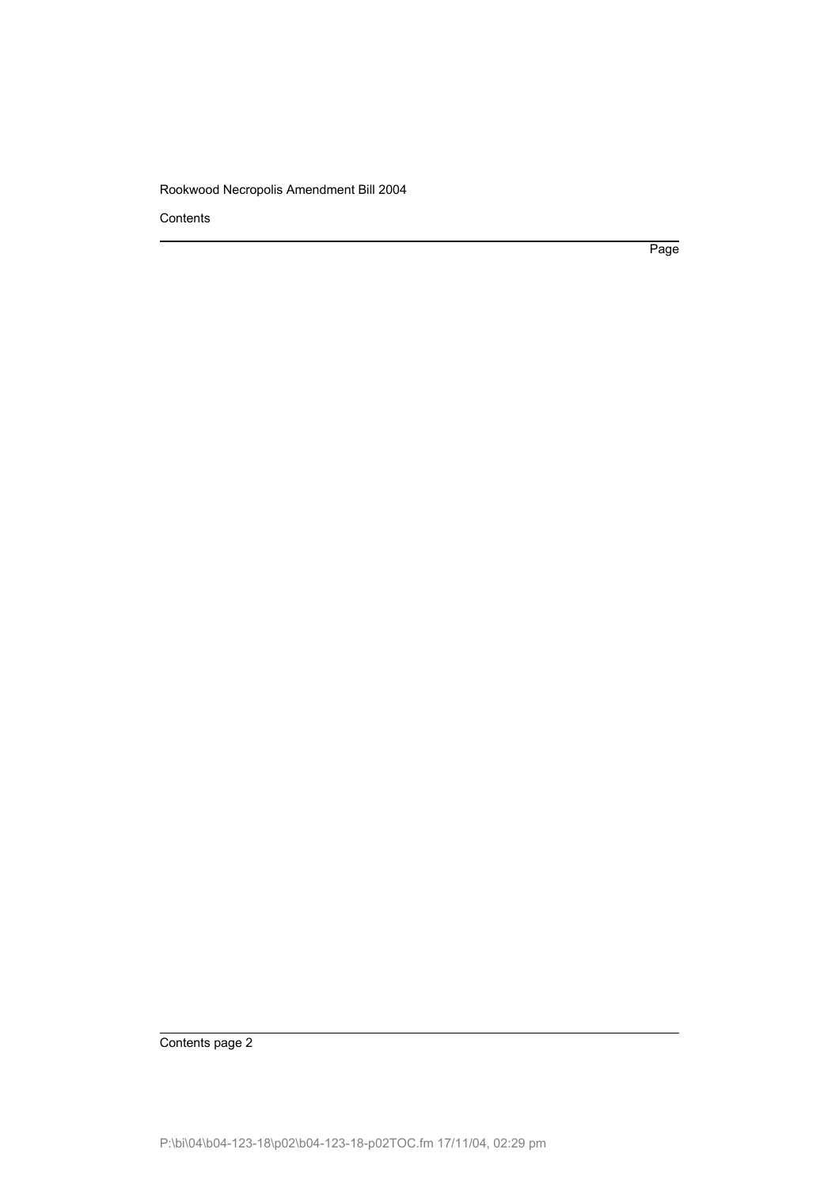Contents

Page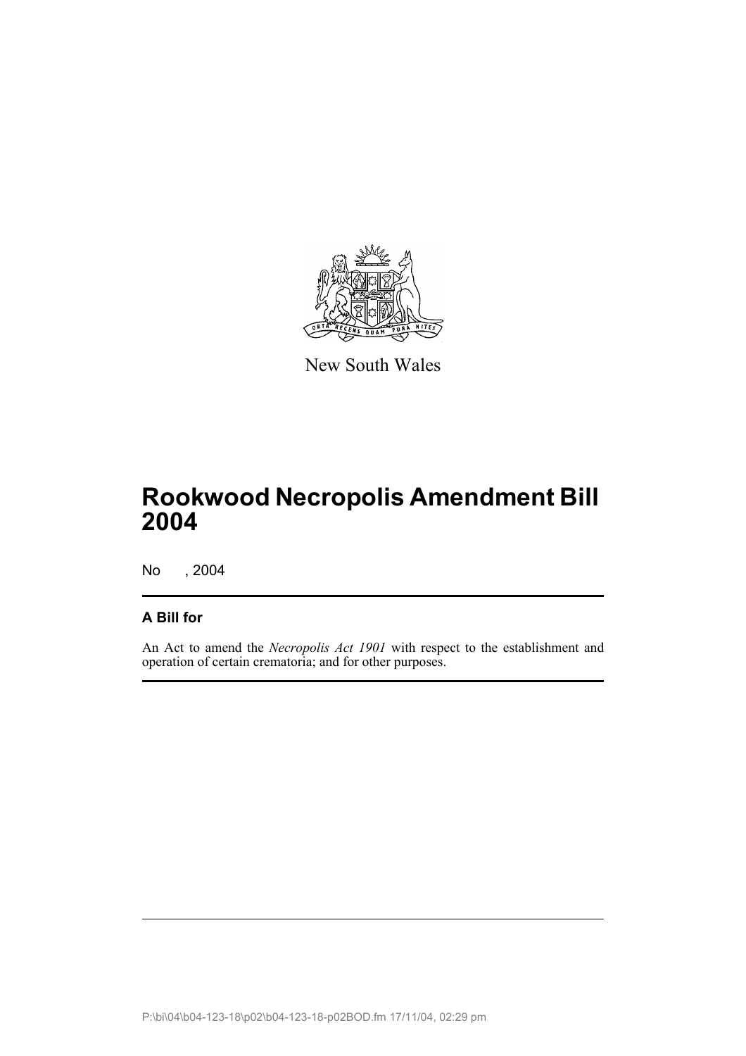New South Wales

# Rookwood Necropolis Amendment Bill 2004

No , 2004

## A Bill for

An Act to amend the *Necropolis Act 1901* with respect to the establishment and operation of certain crematoria; and for other purposes.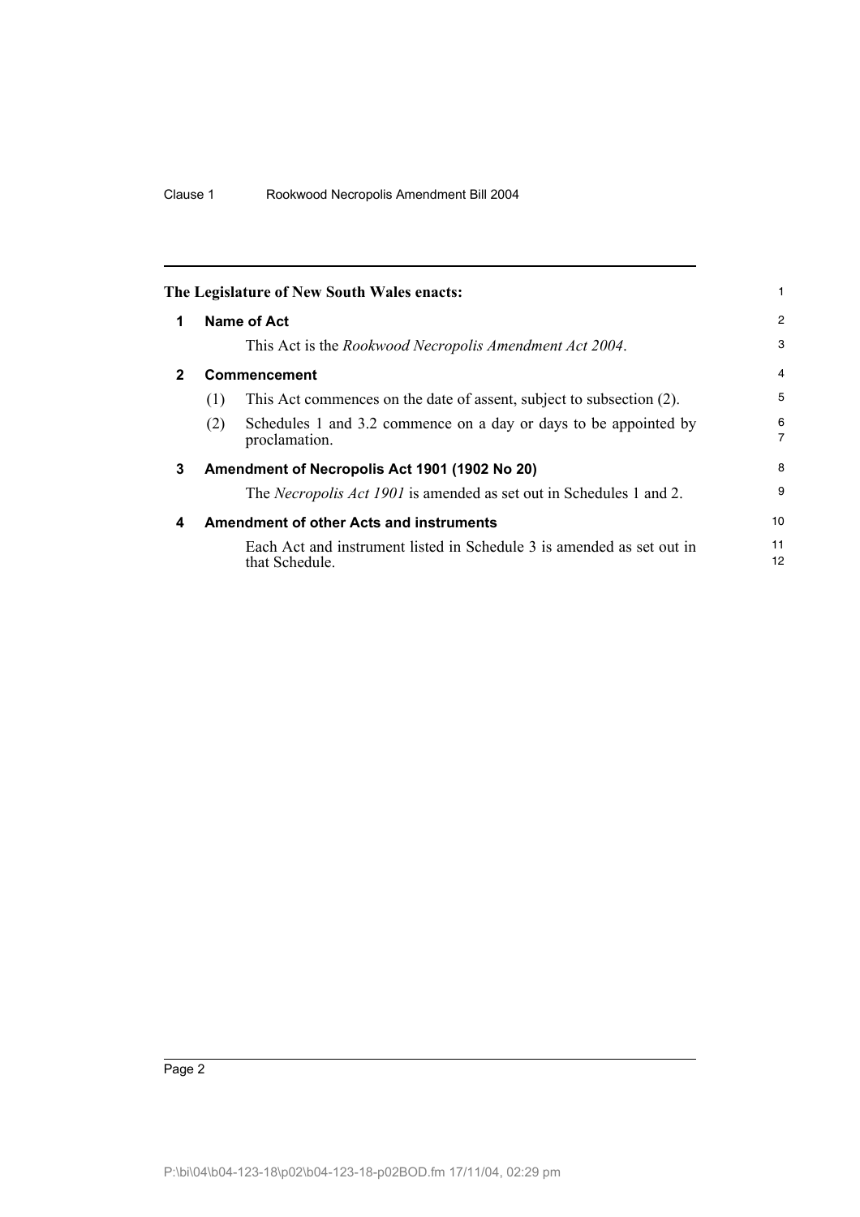The Legislature of New South Wales enacts:

## 1 Name of Act

This Act is the *Rookwood Necropolis Amendment Act 2004*.

## 2 Commencement

(1) This Act commences on the date of assent, subject to subsection (2).

(2) Schedules 1 and 3.2 commence on a day or days to be appointed by proclamation.

## 3 Amendment of Necropolis Act 1901 (1902 No 20)

The *Necropolis Act 1901* is amended as set out in Schedules 1 and 2.

## 4 Amendment of other Acts and instruments

Each Act and instrument listed in Schedule 3 is amended as set out in that Schedule.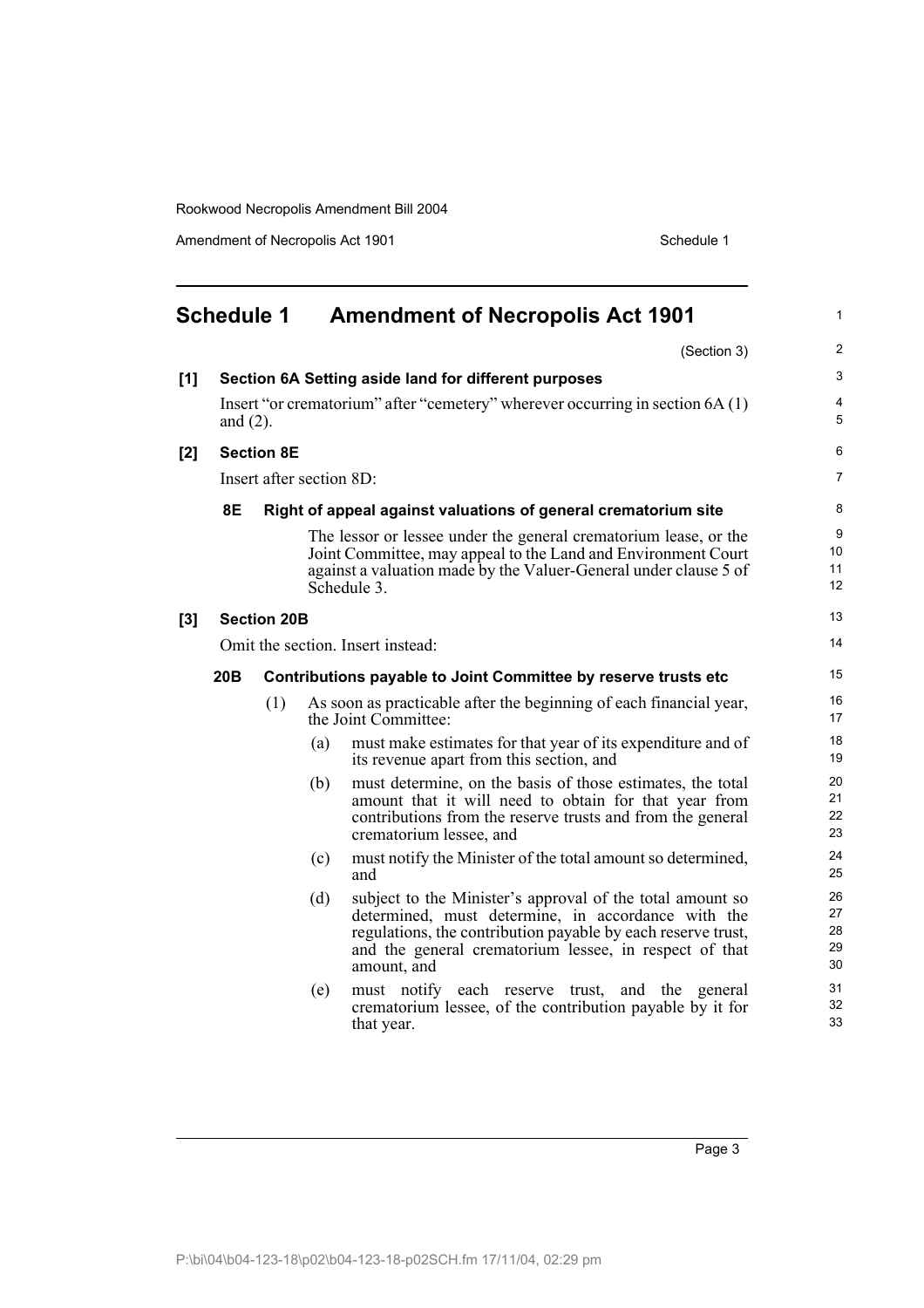# Schedule 1 Amendment of Necropolis Act 1901

(Section 3)

**[1] Section 6A Setting aside land for different purposes**

Insert "or crematorium" after "cemetery" wherever occurring in section 6A (1) and (2).

**[2] Section 8E**

Insert after section 8D:

**8E Right of appeal against valuations of general crematorium site**

The lessor or lessee under the general crematorium lease, or the Joint Committee, may appeal to the Land and Environment Court against a valuation made by the Valuer-General under clause 5 of Schedule 3.

**[3] Section 20B**

Omit the section. Insert instead:

**20B Contributions payable to Joint Committee by reserve trusts etc**

(1) As soon as practicable after the beginning of each financial year, the Joint Committee:

(a) must make estimates for that year of its expenditure and of its revenue apart from this section, and

(b) must determine, on the basis of those estimates, the total amount that it will need to obtain for that year from contributions from the reserve trusts and from the general crematorium lessee, and

(c) must notify the Minister of the total amount so determined, and

(d) subject to the Minister's approval of the total amount so determined, must determine, in accordance with the regulations, the contribution payable by each reserve trust, and the general crematorium lessee, in respect of that amount, and

(e) must notify each reserve trust, and the general crematorium lessee, of the contribution payable by it for that year.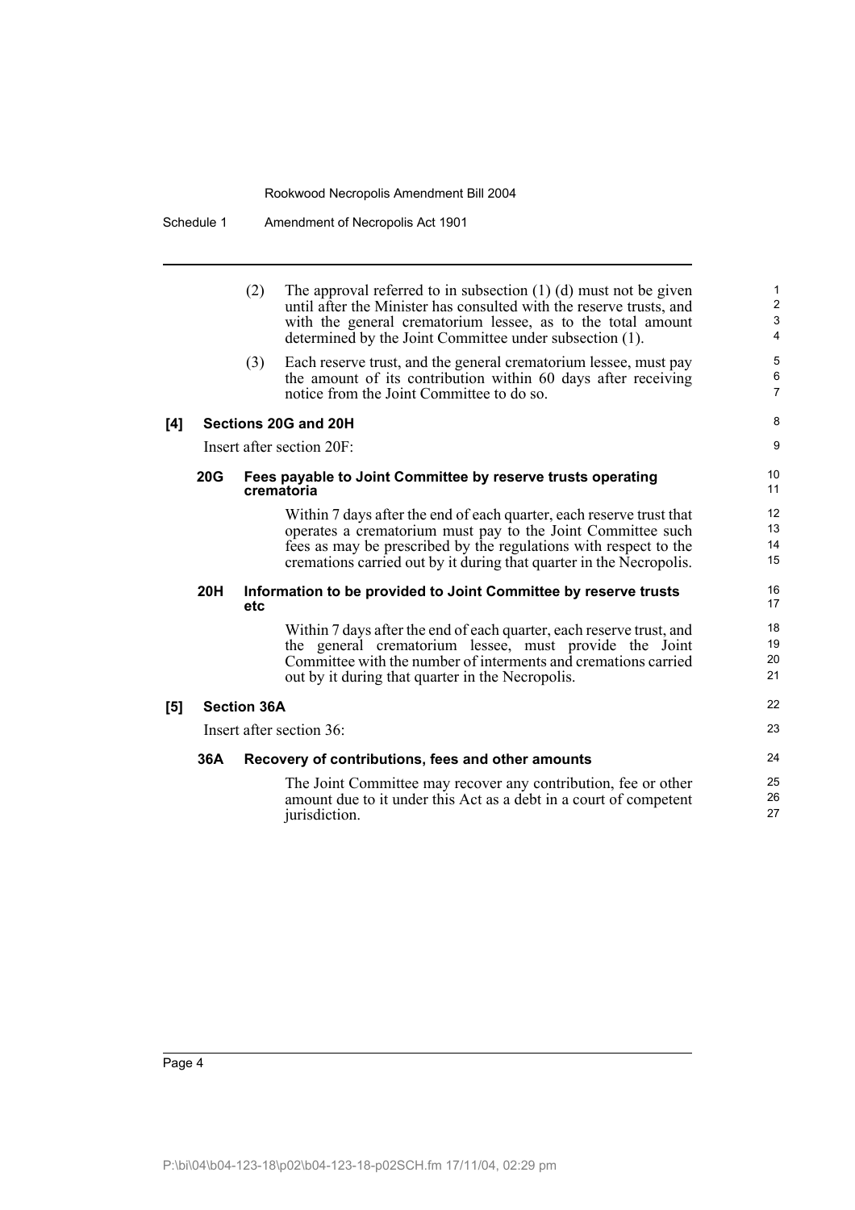(2) The approval referred to in subsection (1) (d) must not be given until after the Minister has consulted with the reserve trusts, and with the general crematorium lessee, as to the total amount determined by the Joint Committee under subsection (1).

(3) Each reserve trust, and the general crematorium lessee, must pay the amount of its contribution within 60 days after receiving notice from the Joint Committee to do so.

### [4] Sections 20G and 20H

Insert after section 20F:

#### 20G Fees payable to Joint Committee by reserve trusts operating crematoria

Within 7 days after the end of each quarter, each reserve trust that operates a crematorium must pay to the Joint Committee such fees as may be prescribed by the regulations with respect to the cremations carried out by it during that quarter in the Necropolis.

#### 20H Information to be provided to Joint Committee by reserve trusts etc

Within 7 days after the end of each quarter, each reserve trust, and the general crematorium lessee, must provide the Joint Committee with the number of interments and cremations carried out by it during that quarter in the Necropolis.

### [5] Section 36A

Insert after section 36:

#### 36A Recovery of contributions, fees and other amounts

The Joint Committee may recover any contribution, fee or other amount due to it under this Act as a debt in a court of competent jurisdiction.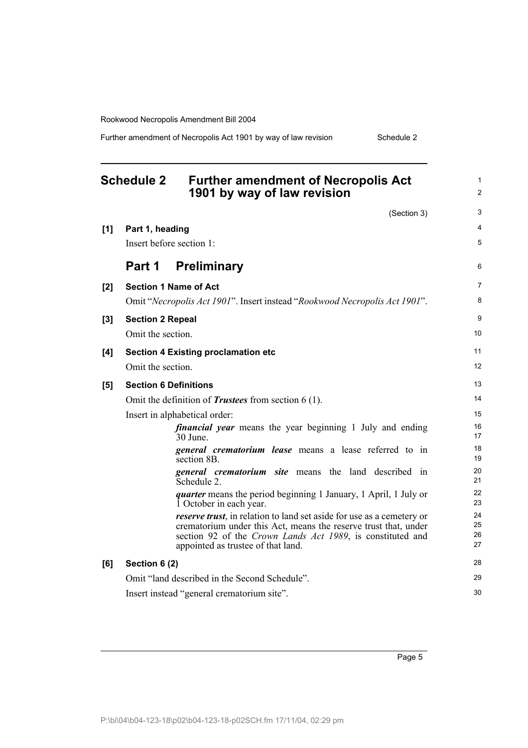# Schedule 2 Further amendment of Necropolis Act 1901 by way of law revision

(Section 3)

**[1] Part 1, heading**

Insert before section 1:

## Part 1 Preliminary

**[2] Section 1 Name of Act**

Omit "*Necropolis Act 1901*". Insert instead "*Rookwood Necropolis Act 1901*".

**[3] Section 2 Repeal**

Omit the section.

**[4] Section 4 Existing proclamation etc**

Omit the section.

**[5] Section 6 Definitions**

Omit the definition of ***Trustees*** from section 6 (1).

Insert in alphabetical order:

> ***financial year*** means the year beginning 1 July and ending 30 June.
>
> ***general crematorium lease*** means a lease referred to in section 8B.
>
> ***general crematorium site*** means the land described in Schedule 2.
>
> ***quarter*** means the period beginning 1 January, 1 April, 1 July or 1 October in each year.
>
> ***reserve trust***, in relation to land set aside for use as a cemetery or crematorium under this Act, means the reserve trust that, under section 92 of the *Crown Lands Act 1989*, is constituted and appointed as trustee of that land.

**[6] Section 6 (2)**

Omit "land described in the Second Schedule".

Insert instead "general crematorium site".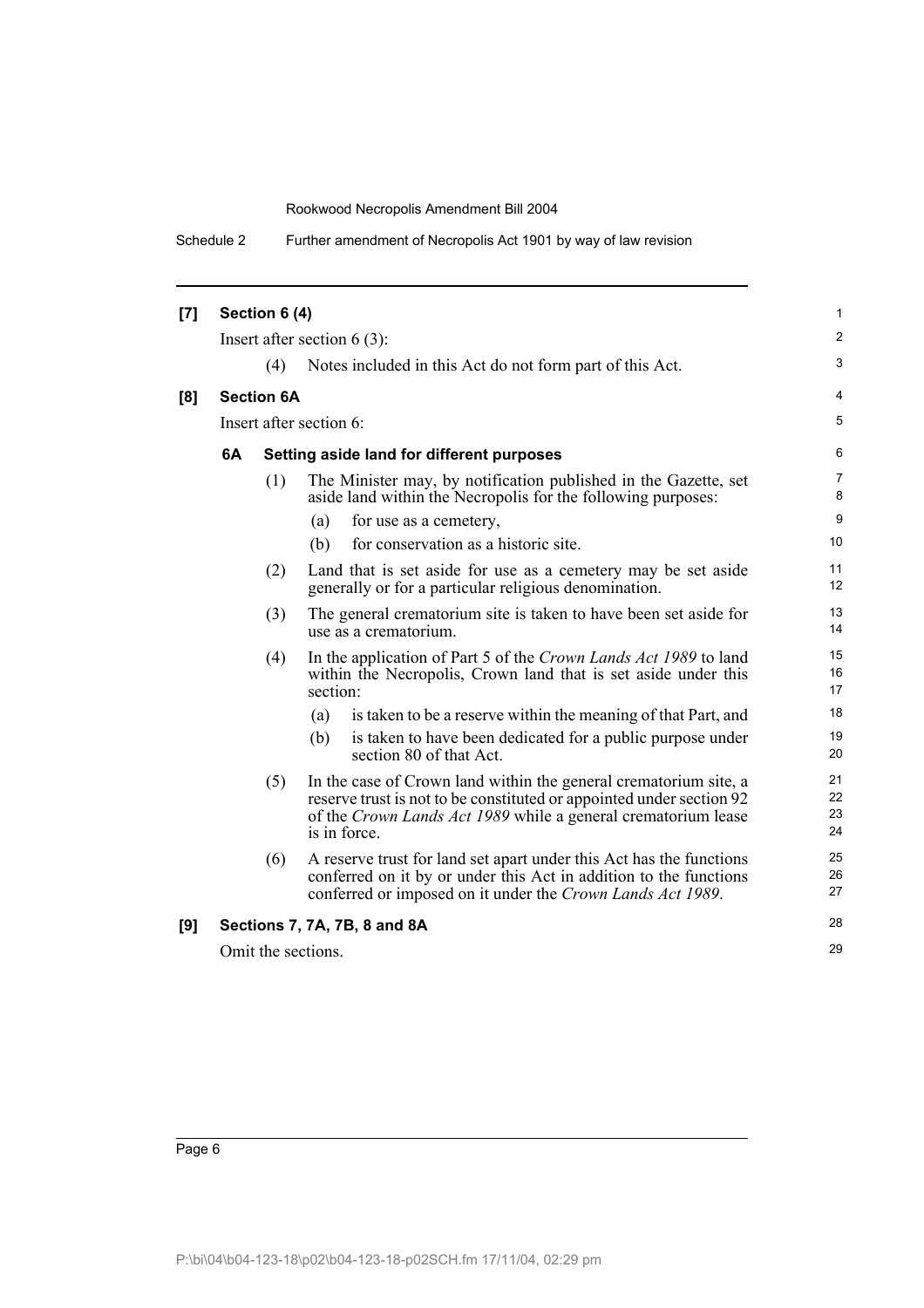**[7] Section 6 (4)**

Insert after section 6 (3):

(4) Notes included in this Act do not form part of this Act.

**[8] Section 6A**

Insert after section 6:

**6A Setting aside land for different purposes**

(1) The Minister may, by notification published in the Gazette, set aside land within the Necropolis for the following purposes:

(a) for use as a cemetery,

(b) for conservation as a historic site.

(2) Land that is set aside for use as a cemetery may be set aside generally or for a particular religious denomination.

(3) The general crematorium site is taken to have been set aside for use as a crematorium.

(4) In the application of Part 5 of the *Crown Lands Act 1989* to land within the Necropolis, Crown land that is set aside under this section:

(a) is taken to be a reserve within the meaning of that Part, and

(b) is taken to have been dedicated for a public purpose under section 80 of that Act.

(5) In the case of Crown land within the general crematorium site, a reserve trust is not to be constituted or appointed under section 92 of the *Crown Lands Act 1989* while a general crematorium lease is in force.

(6) A reserve trust for land set apart under this Act has the functions conferred on it by or under this Act in addition to the functions conferred or imposed on it under the *Crown Lands Act 1989*.

**[9] Sections 7, 7A, 7B, 8 and 8A**

Omit the sections.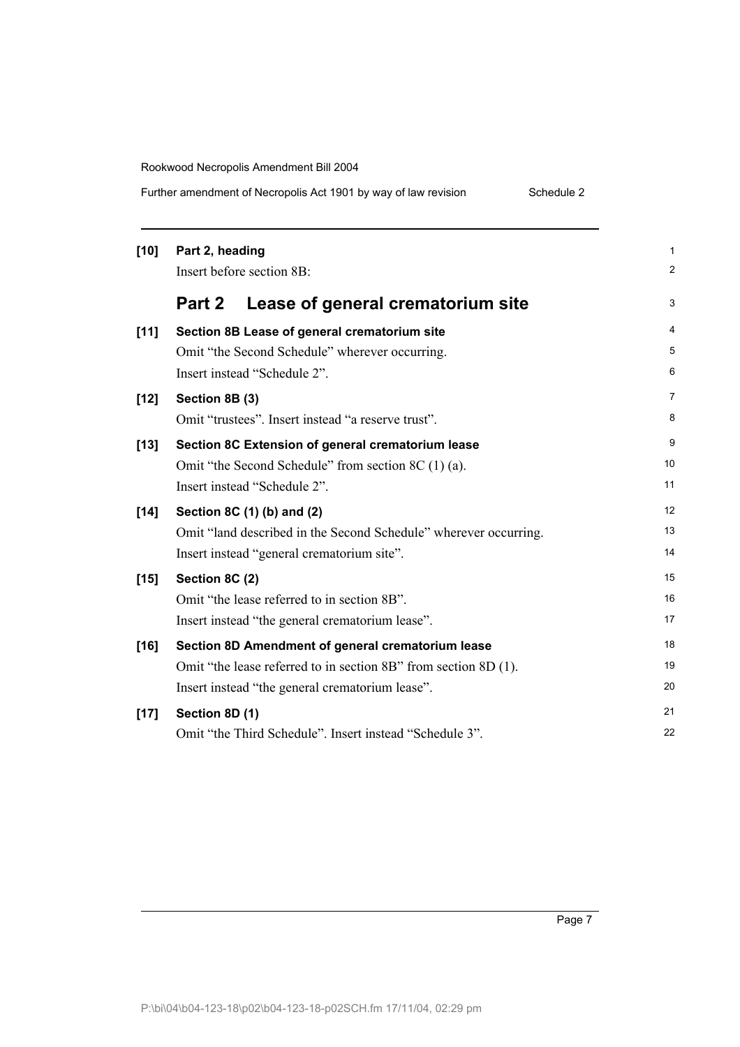**[10] Part 2, heading**

Insert before section 8B:

## Part 2 Lease of general crematorium site

**[11] Section 8B Lease of general crematorium site**

Omit "the Second Schedule" wherever occurring.

Insert instead "Schedule 2".

**[12] Section 8B (3)**

Omit "trustees". Insert instead "a reserve trust".

**[13] Section 8C Extension of general crematorium lease**

Omit "the Second Schedule" from section 8C (1) (a).

Insert instead "Schedule 2".

**[14] Section 8C (1) (b) and (2)**

Omit "land described in the Second Schedule" wherever occurring.

Insert instead "general crematorium site".

**[15] Section 8C (2)**

Omit "the lease referred to in section 8B".

Insert instead "the general crematorium lease".

**[16] Section 8D Amendment of general crematorium lease**

Omit "the lease referred to in section 8B" from section 8D (1).

Insert instead "the general crematorium lease".

**[17] Section 8D (1)**

Omit "the Third Schedule". Insert instead "Schedule 3".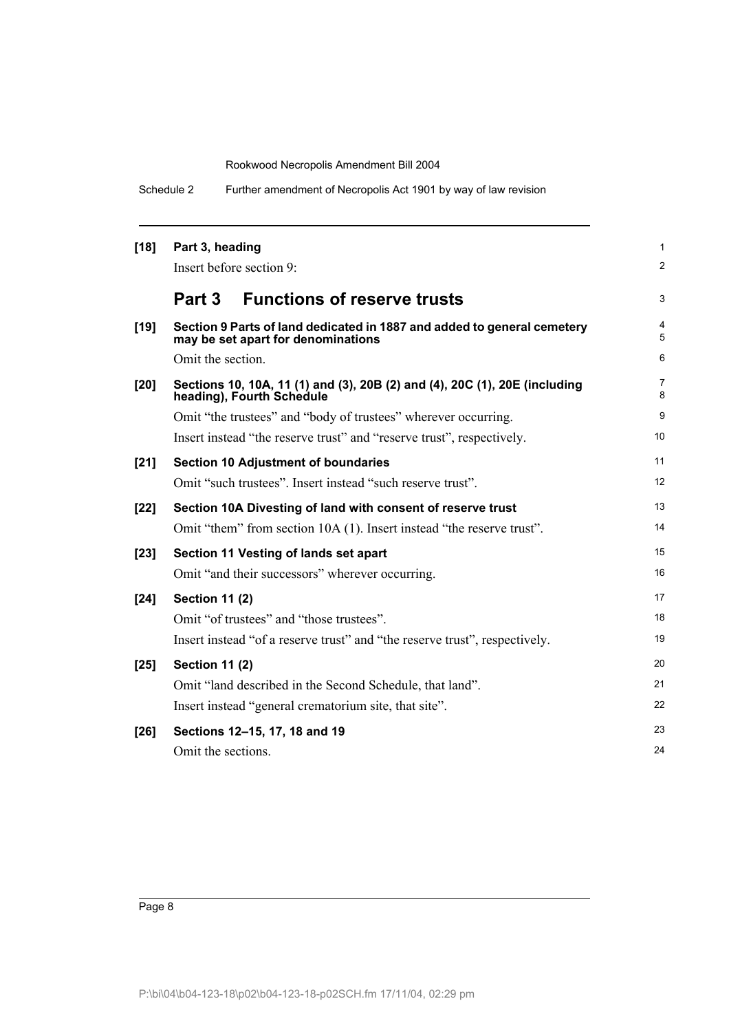**[18] Part 3, heading**

Insert before section 9:

## Part 3 Functions of reserve trusts

**[19] Section 9 Parts of land dedicated in 1887 and added to general cemetery may be set apart for denominations**

Omit the section.

**[20] Sections 10, 10A, 11 (1) and (3), 20B (2) and (4), 20C (1), 20E (including heading), Fourth Schedule**

Omit "the trustees" and "body of trustees" wherever occurring.

Insert instead "the reserve trust" and "reserve trust", respectively.

**[21] Section 10 Adjustment of boundaries**

Omit "such trustees". Insert instead "such reserve trust".

**[22] Section 10A Divesting of land with consent of reserve trust**

Omit "them" from section 10A (1). Insert instead "the reserve trust".

**[23] Section 11 Vesting of lands set apart**

Omit "and their successors" wherever occurring.

**[24] Section 11 (2)**

Omit "of trustees" and "those trustees".

Insert instead "of a reserve trust" and "the reserve trust", respectively.

**[25] Section 11 (2)**

Omit "land described in the Second Schedule, that land".

Insert instead "general crematorium site, that site".

**[26] Sections 12–15, 17, 18 and 19**

Omit the sections.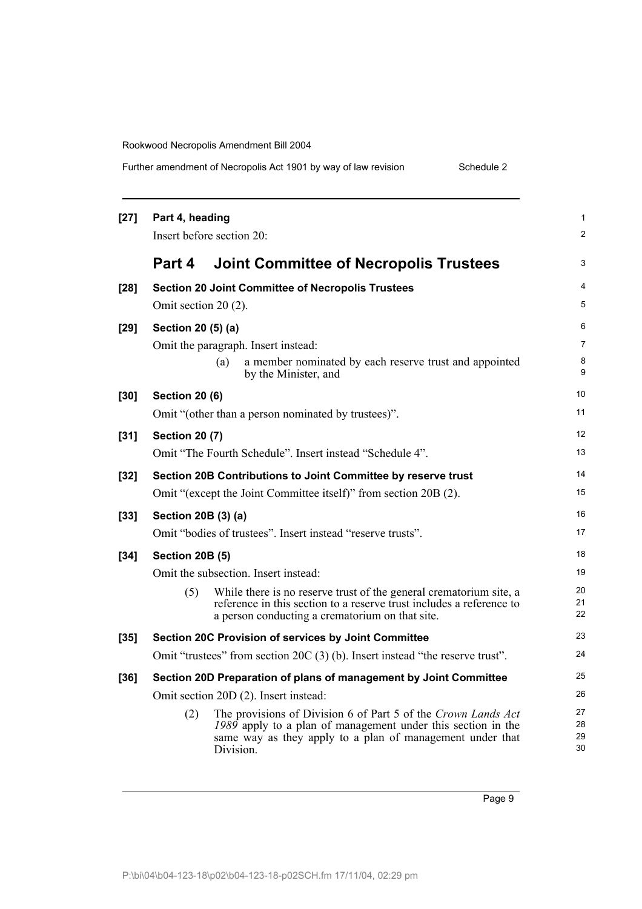**[27] Part 4, heading**

Insert before section 20:

## Part 4 Joint Committee of Necropolis Trustees

**[28] Section 20 Joint Committee of Necropolis Trustees**

Omit section 20 (2).

**[29] Section 20 (5) (a)**

Omit the paragraph. Insert instead:

> (a) a member nominated by each reserve trust and appointed by the Minister, and

**[30] Section 20 (6)**

Omit "(other than a person nominated by trustees)".

**[31] Section 20 (7)**

Omit "The Fourth Schedule". Insert instead "Schedule 4".

**[32] Section 20B Contributions to Joint Committee by reserve trust**

Omit "(except the Joint Committee itself)" from section 20B (2).

**[33] Section 20B (3) (a)**

Omit "bodies of trustees". Insert instead "reserve trusts".

**[34] Section 20B (5)**

Omit the subsection. Insert instead:

> (5) While there is no reserve trust of the general crematorium site, a reference in this section to a reserve trust includes a reference to a person conducting a crematorium on that site.

**[35] Section 20C Provision of services by Joint Committee**

Omit "trustees" from section 20C (3) (b). Insert instead "the reserve trust".

**[36] Section 20D Preparation of plans of management by Joint Committee**

Omit section 20D (2). Insert instead:

> (2) The provisions of Division 6 of Part 5 of the *Crown Lands Act 1989* apply to a plan of management under this section in the same way as they apply to a plan of management under that Division.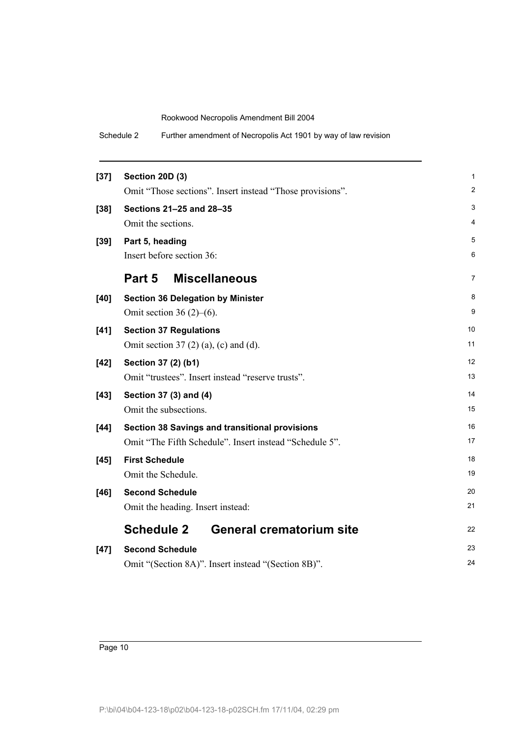**[37] Section 20D (3)**

Omit "Those sections". Insert instead "Those provisions".

**[38] Sections 21–25 and 28–35**

Omit the sections.

**[39] Part 5, heading**

Insert before section 36:

## Part 5 Miscellaneous

**[40] Section 36 Delegation by Minister**

Omit section 36 (2)–(6).

**[41] Section 37 Regulations**

Omit section 37 (2) (a), (c) and (d).

**[42] Section 37 (2) (b1)**

Omit "trustees". Insert instead "reserve trusts".

**[43] Section 37 (3) and (4)**

Omit the subsections.

**[44] Section 38 Savings and transitional provisions**

Omit "The Fifth Schedule". Insert instead "Schedule 5".

**[45] First Schedule**

Omit the Schedule.

**[46] Second Schedule**

Omit the heading. Insert instead:

## Schedule 2 General crematorium site

**[47] Second Schedule**

Omit "(Section 8A)". Insert instead "(Section 8B)".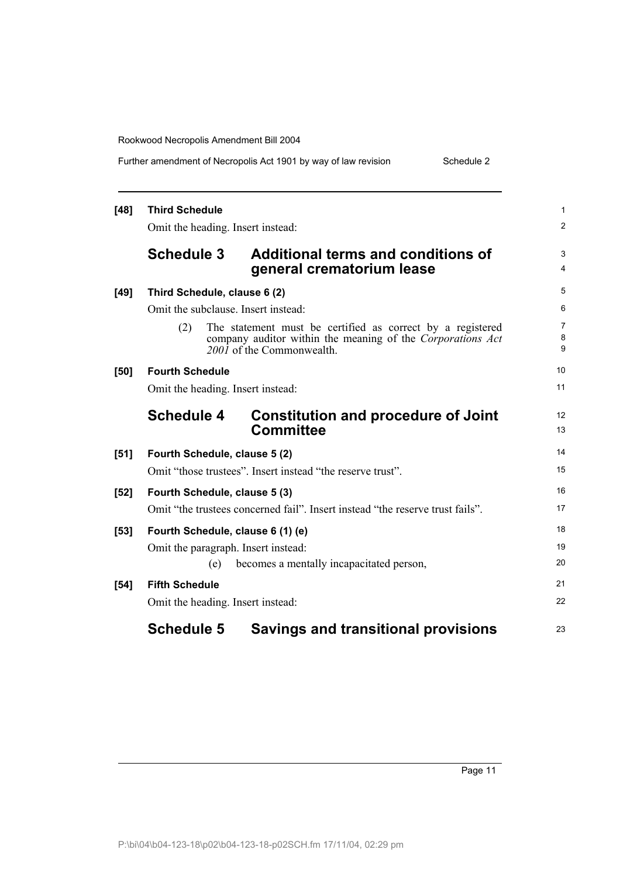**[48] Third Schedule**

Omit the heading. Insert instead:

## Schedule 3 Additional terms and conditions of general crematorium lease

**[49] Third Schedule, clause 6 (2)**

Omit the subclause. Insert instead:

(2) The statement must be certified as correct by a registered company auditor within the meaning of the *Corporations Act 2001* of the Commonwealth.

**[50] Fourth Schedule**

Omit the heading. Insert instead:

## Schedule 4 Constitution and procedure of Joint Committee

**[51] Fourth Schedule, clause 5 (2)**

Omit "those trustees". Insert instead "the reserve trust".

**[52] Fourth Schedule, clause 5 (3)**

Omit "the trustees concerned fail". Insert instead "the reserve trust fails".

**[53] Fourth Schedule, clause 6 (1) (e)**

Omit the paragraph. Insert instead:

(e) becomes a mentally incapacitated person,

**[54] Fifth Schedule**

Omit the heading. Insert instead:

## Schedule 5 Savings and transitional provisions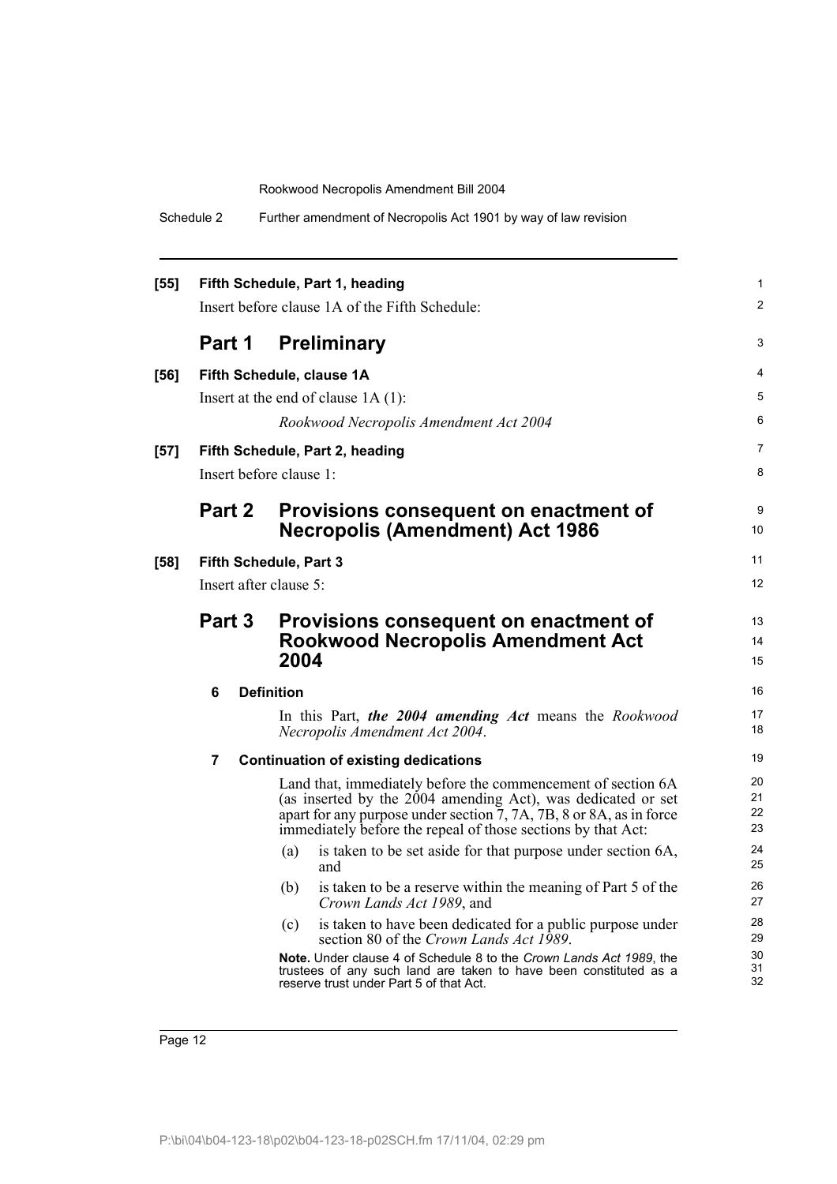**[55] Fifth Schedule, Part 1, heading**

Insert before clause 1A of the Fifth Schedule:

## Part 1 Preliminary

**[56] Fifth Schedule, clause 1A**

Insert at the end of clause 1A (1):

*Rookwood Necropolis Amendment Act 2004*

**[57] Fifth Schedule, Part 2, heading**

Insert before clause 1:

## Part 2 Provisions consequent on enactment of Necropolis (Amendment) Act 1986

**[58] Fifth Schedule, Part 3**

Insert after clause 5:

## Part 3 Provisions consequent on enactment of Rookwood Necropolis Amendment Act 2004

### 6 Definition

In this Part, ***the 2004 amending Act*** means the *Rookwood Necropolis Amendment Act 2004*.

### 7 Continuation of existing dedications

Land that, immediately before the commencement of section 6A (as inserted by the 2004 amending Act), was dedicated or set apart for any purpose under section 7, 7A, 7B, 8 or 8A, as in force immediately before the repeal of those sections by that Act:

(a) is taken to be set aside for that purpose under section 6A, and

(b) is taken to be a reserve within the meaning of Part 5 of the *Crown Lands Act 1989*, and

(c) is taken to have been dedicated for a public purpose under section 80 of the *Crown Lands Act 1989*.

**Note.** Under clause 4 of Schedule 8 to the *Crown Lands Act 1989*, the trustees of any such land are taken to have been constituted as a reserve trust under Part 5 of that Act.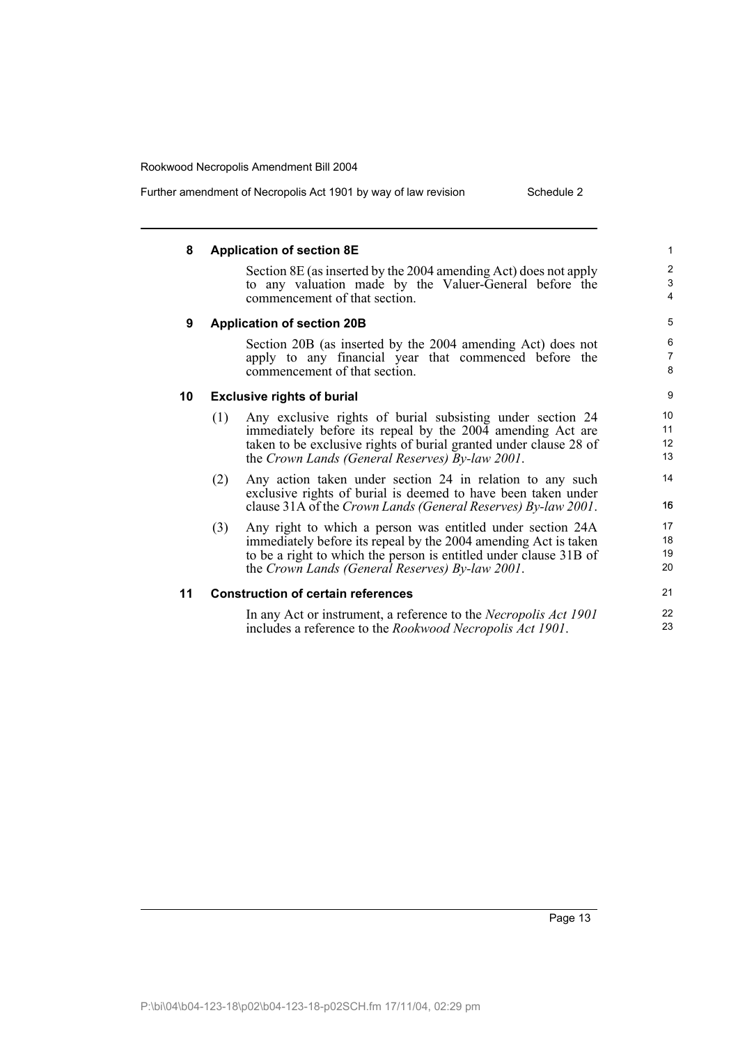### 8 Application of section 8E

Section 8E (as inserted by the 2004 amending Act) does not apply to any valuation made by the Valuer-General before the commencement of that section.

### 9 Application of section 20B

Section 20B (as inserted by the 2004 amending Act) does not apply to any financial year that commenced before the commencement of that section.

### 10 Exclusive rights of burial

(1) Any exclusive rights of burial subsisting under section 24 immediately before its repeal by the 2004 amending Act are taken to be exclusive rights of burial granted under clause 28 of the *Crown Lands (General Reserves) By-law 2001*.

(2) Any action taken under section 24 in relation to any such exclusive rights of burial is deemed to have been taken under clause 31A of the *Crown Lands (General Reserves) By-law 2001*.

(3) Any right to which a person was entitled under section 24A immediately before its repeal by the 2004 amending Act is taken to be a right to which the person is entitled under clause 31B of the *Crown Lands (General Reserves) By-law 2001*.

### 11 Construction of certain references

In any Act or instrument, a reference to the *Necropolis Act 1901* includes a reference to the *Rookwood Necropolis Act 1901*.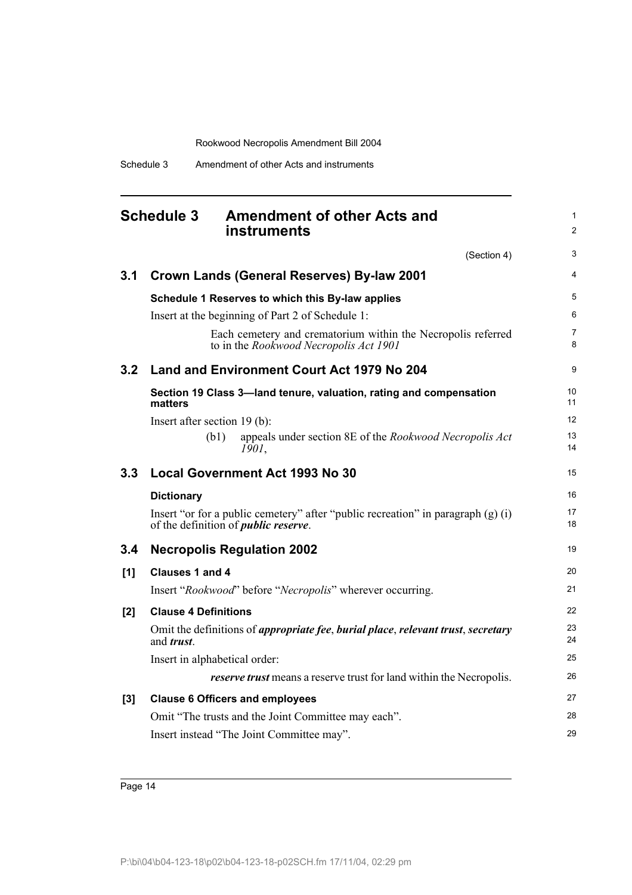# Schedule 3 Amendment of other Acts and instruments

(Section 4)

## 3.1 Crown Lands (General Reserves) By-law 2001

### Schedule 1 Reserves to which this By-law applies

Insert at the beginning of Part 2 of Schedule 1:

> Each cemetery and crematorium within the Necropolis referred to in the *Rookwood Necropolis Act 1901*

## 3.2 Land and Environment Court Act 1979 No 204

### Section 19 Class 3—land tenure, valuation, rating and compensation matters

Insert after section 19 (b):

> (b1) appeals under section 8E of the *Rookwood Necropolis Act 1901*,

## 3.3 Local Government Act 1993 No 30

### Dictionary

Insert "or for a public cemetery" after "public recreation" in paragraph (g) (i) of the definition of ***public reserve***.

## 3.4 Necropolis Regulation 2002

### [1] Clauses 1 and 4

Insert "*Rookwood*" before "*Necropolis*" wherever occurring.

### [2] Clause 4 Definitions

Omit the definitions of ***appropriate fee***, ***burial place***, ***relevant trust***, ***secretary*** and ***trust***.

Insert in alphabetical order:

> ***reserve trust*** means a reserve trust for land within the Necropolis.

### [3] Clause 6 Officers and employees

Omit "The trusts and the Joint Committee may each".

Insert instead "The Joint Committee may".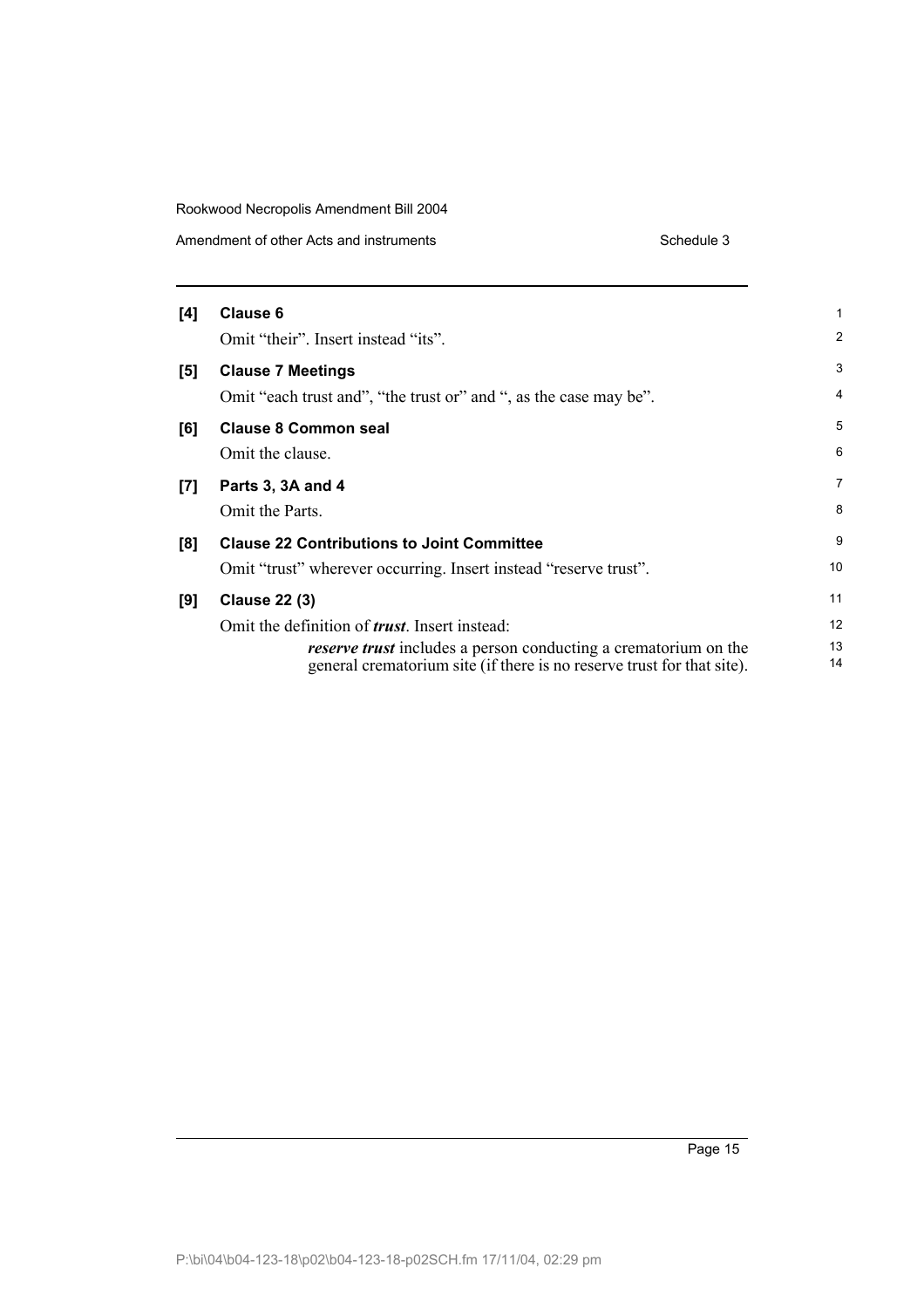**[4] Clause 6**

Omit "their". Insert instead "its".

**[5] Clause 7 Meetings**

Omit "each trust and", "the trust or" and ", as the case may be".

**[6] Clause 8 Common seal**

Omit the clause.

**[7] Parts 3, 3A and 4**

Omit the Parts.

**[8] Clause 22 Contributions to Joint Committee**

Omit "trust" wherever occurring. Insert instead "reserve trust".

**[9] Clause 22 (3)**

Omit the definition of ***trust***. Insert instead:

> ***reserve trust*** includes a person conducting a crematorium on the general crematorium site (if there is no reserve trust for that site).